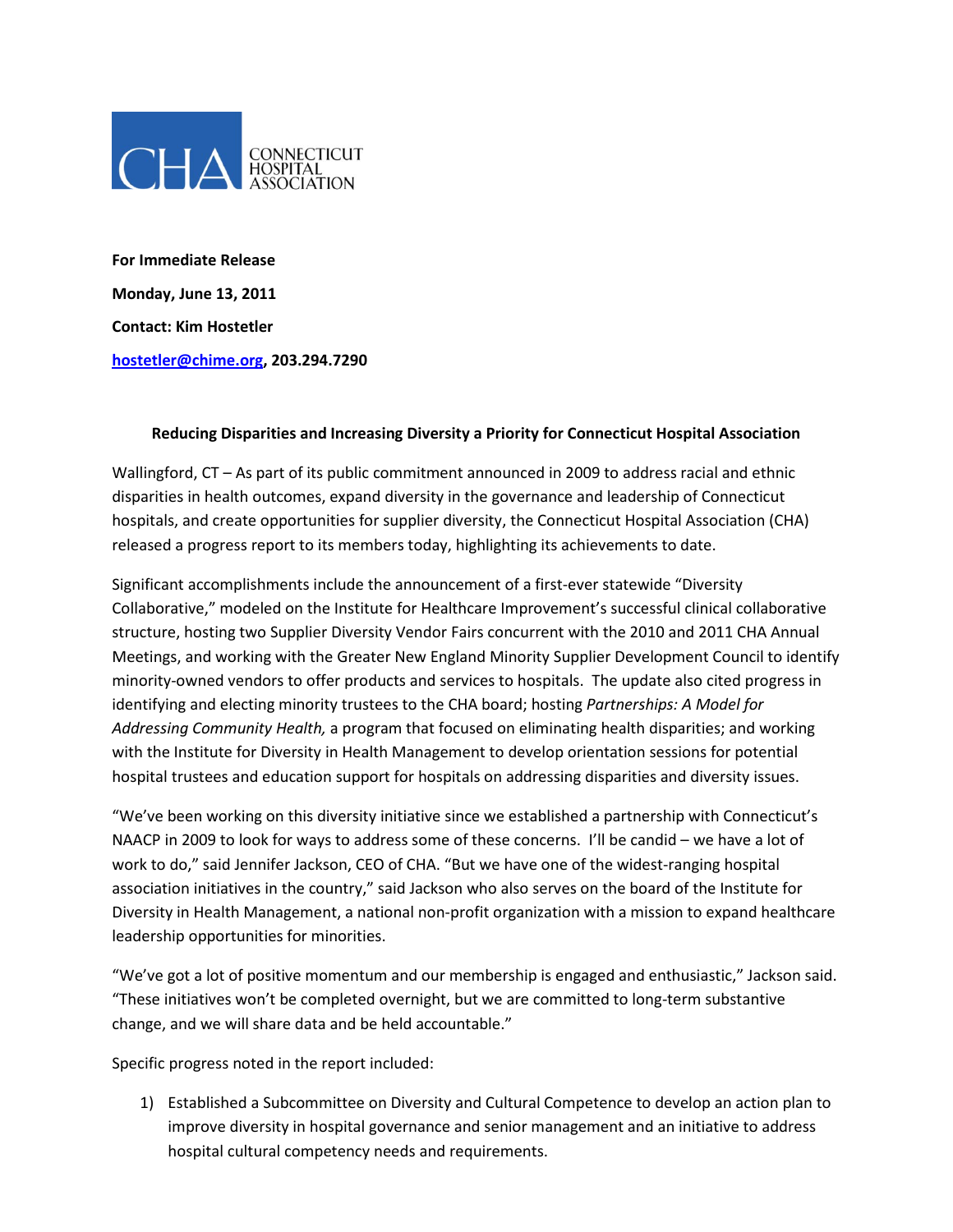CONNECTICUT HOSPITAL ASSOCIATION

**For Immediate Release**

**Monday, June 13, 2011**

**Contact: Kim Hostetler**

**hostetler@chime.org, 203.294.7290**

**Reducing Disparities and Increasing Diversity a Priority for Connecticut Hospital Association**

Wallingford, CT – As part of its public commitment announced in 2009 to address racial and ethnic disparities in health outcomes, expand diversity in the governance and leadership of Connecticut hospitals, and create opportunities for supplier diversity, the Connecticut Hospital Association (CHA) released a progress report to its members today, highlighting its achievements to date.

Significant accomplishments include the announcement of a first-ever statewide "Diversity Collaborative," modeled on the Institute for Healthcare Improvement's successful clinical collaborative structure, hosting two Supplier Diversity Vendor Fairs concurrent with the 2010 and 2011 CHA Annual Meetings, and working with the Greater New England Minority Supplier Development Council to identify minority-owned vendors to offer products and services to hospitals. The update also cited progress in identifying and electing minority trustees to the CHA board; hosting *Partnerships: A Model for Addressing Community Health,* a program that focused on eliminating health disparities; and working with the Institute for Diversity in Health Management to develop orientation sessions for potential hospital trustees and education support for hospitals on addressing disparities and diversity issues.

"We've been working on this diversity initiative since we established a partnership with Connecticut's NAACP in 2009 to look for ways to address some of these concerns. I'll be candid – we have a lot of work to do," said Jennifer Jackson, CEO of CHA. "But we have one of the widest-ranging hospital association initiatives in the country," said Jackson who also serves on the board of the Institute for Diversity in Health Management, a national non-profit organization with a mission to expand healthcare leadership opportunities for minorities.

"We've got a lot of positive momentum and our membership is engaged and enthusiastic," Jackson said. "These initiatives won't be completed overnight, but we are committed to long-term substantive change, and we will share data and be held accountable."

Specific progress noted in the report included:

1) Established a Subcommittee on Diversity and Cultural Competence to develop an action plan to improve diversity in hospital governance and senior management and an initiative to address hospital cultural competency needs and requirements.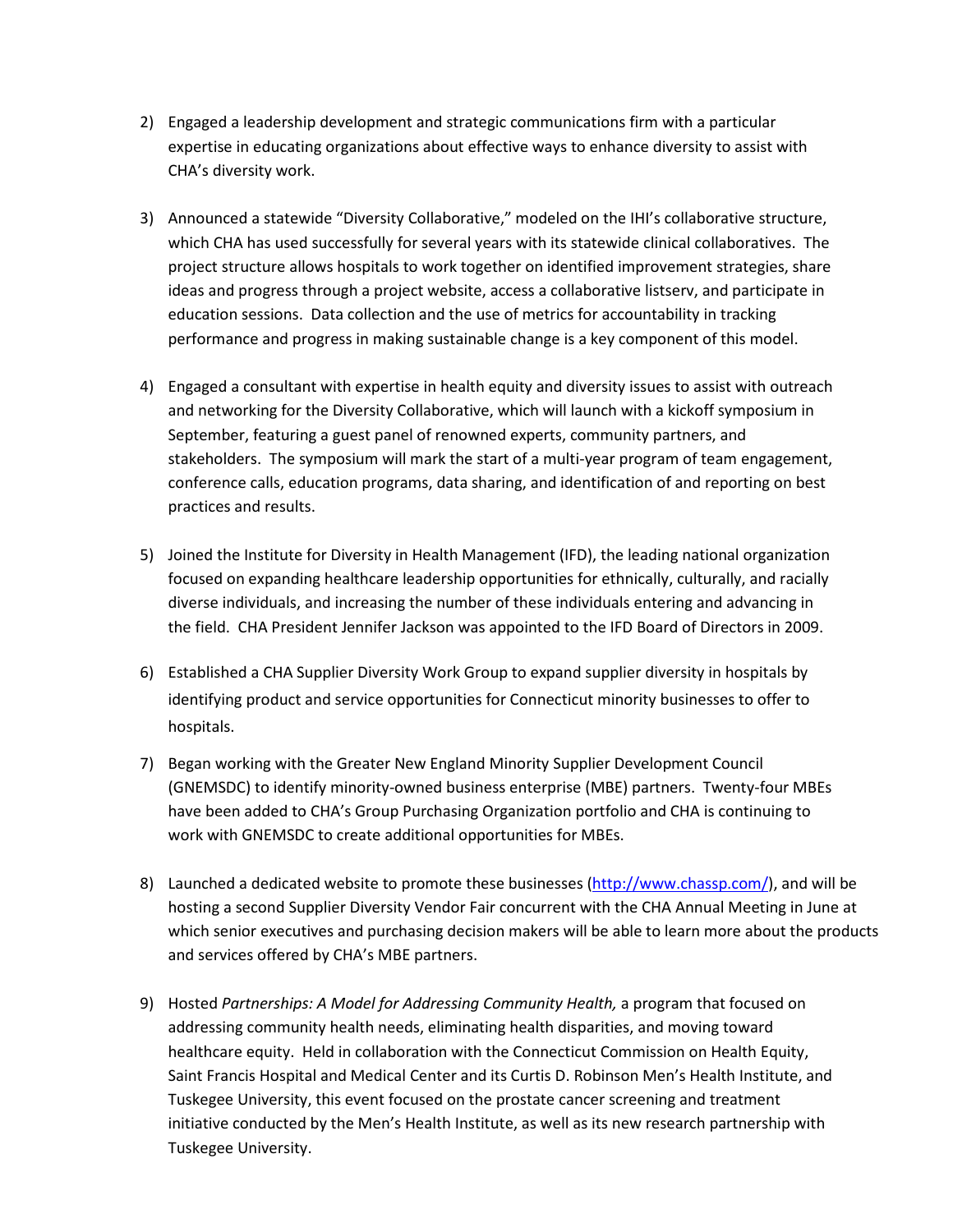2) Engaged a leadership development and strategic communications firm with a particular expertise in educating organizations about effective ways to enhance diversity to assist with CHA's diversity work.

3) Announced a statewide "Diversity Collaborative," modeled on the IHI's collaborative structure, which CHA has used successfully for several years with its statewide clinical collaboratives. The project structure allows hospitals to work together on identified improvement strategies, share ideas and progress through a project website, access a collaborative listserv, and participate in education sessions. Data collection and the use of metrics for accountability in tracking performance and progress in making sustainable change is a key component of this model.

4) Engaged a consultant with expertise in health equity and diversity issues to assist with outreach and networking for the Diversity Collaborative, which will launch with a kickoff symposium in September, featuring a guest panel of renowned experts, community partners, and stakeholders. The symposium will mark the start of a multi-year program of team engagement, conference calls, education programs, data sharing, and identification of and reporting on best practices and results.

5) Joined the Institute for Diversity in Health Management (IFD), the leading national organization focused on expanding healthcare leadership opportunities for ethnically, culturally, and racially diverse individuals, and increasing the number of these individuals entering and advancing in the field. CHA President Jennifer Jackson was appointed to the IFD Board of Directors in 2009.

6) Established a CHA Supplier Diversity Work Group to expand supplier diversity in hospitals by identifying product and service opportunities for Connecticut minority businesses to offer to hospitals.

7) Began working with the Greater New England Minority Supplier Development Council (GNEMSDC) to identify minority-owned business enterprise (MBE) partners. Twenty-four MBEs have been added to CHA's Group Purchasing Organization portfolio and CHA is continuing to work with GNEMSDC to create additional opportunities for MBEs.

8) Launched a dedicated website to promote these businesses ([http://www.chassp.com/](http://www.chassp.com/)), and will be hosting a second Supplier Diversity Vendor Fair concurrent with the CHA Annual Meeting in June at which senior executives and purchasing decision makers will be able to learn more about the products and services offered by CHA's MBE partners.

9) Hosted *Partnerships: A Model for Addressing Community Health,* a program that focused on addressing community health needs, eliminating health disparities, and moving toward healthcare equity. Held in collaboration with the Connecticut Commission on Health Equity, Saint Francis Hospital and Medical Center and its Curtis D. Robinson Men's Health Institute, and Tuskegee University, this event focused on the prostate cancer screening and treatment initiative conducted by the Men's Health Institute, as well as its new research partnership with Tuskegee University.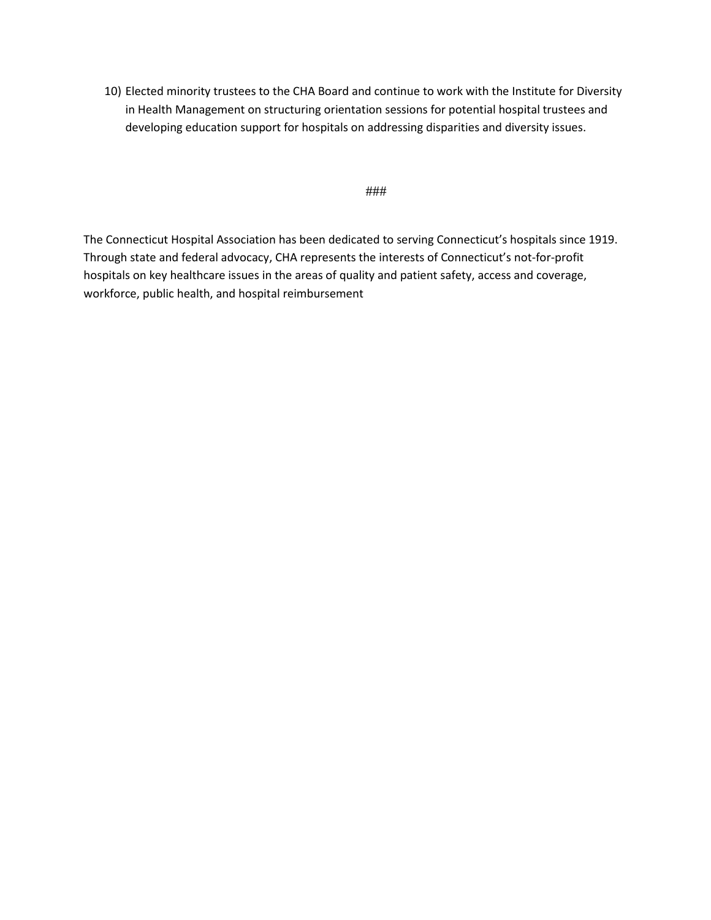10) Elected minority trustees to the CHA Board and continue to work with the Institute for Diversity in Health Management on structuring orientation sessions for potential hospital trustees and developing education support for hospitals on addressing disparities and diversity issues.

###

The Connecticut Hospital Association has been dedicated to serving Connecticut's hospitals since 1919. Through state and federal advocacy, CHA represents the interests of Connecticut's not-for-profit hospitals on key healthcare issues in the areas of quality and patient safety, access and coverage, workforce, public health, and hospital reimbursement